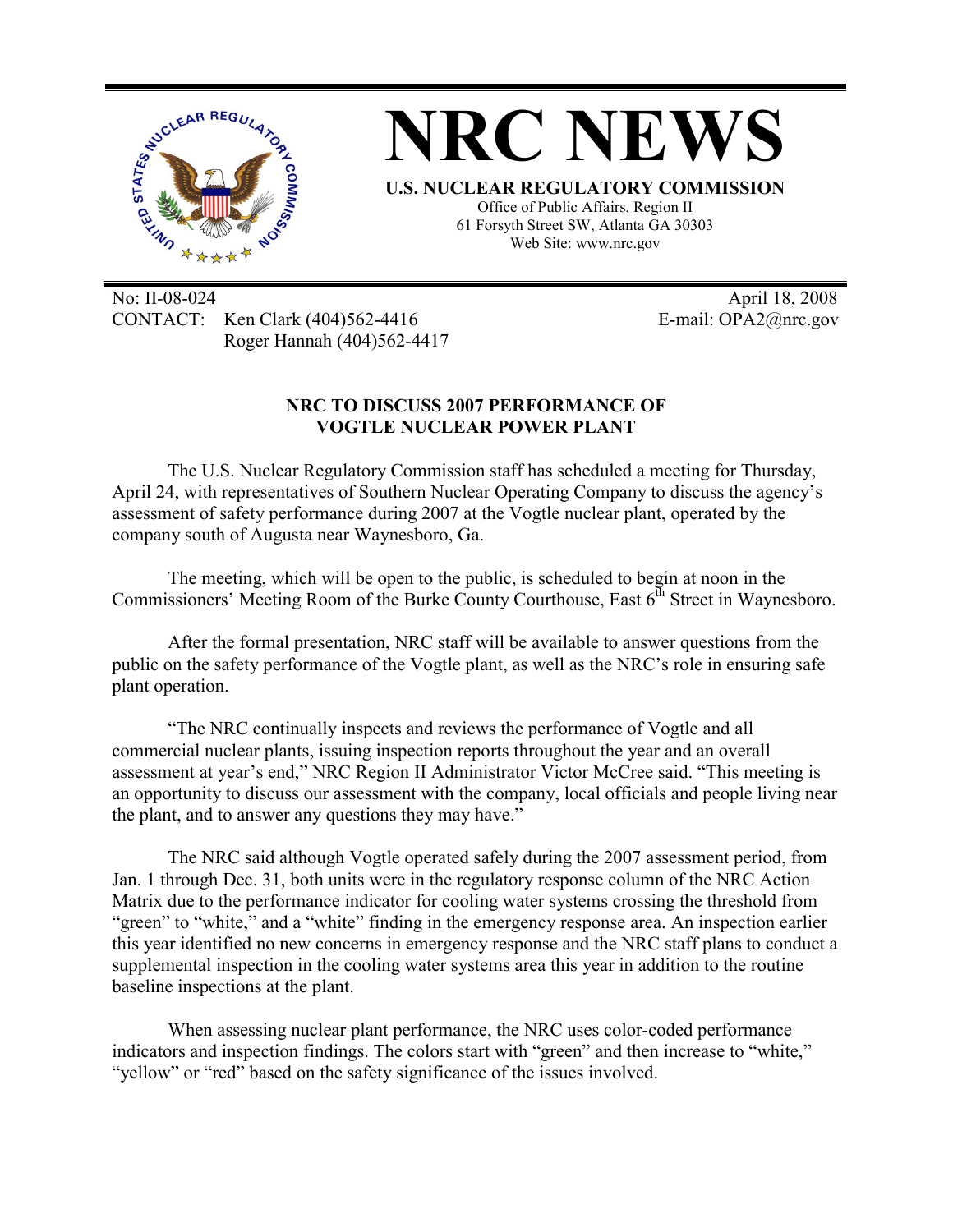# NRC NEWS

**U.S. NUCLEAR REGULATORY COMMISSION**

Office of Public Affairs, Region II
61 Forsyth Street SW, Atlanta GA 30303
Web Site: www.nrc.gov

No: II-08-024 April 18, 2008
CONTACT: Ken Clark (404)562-4416 E-mail: OPA2@nrc.gov
Roger Hannah (404)562-4417

## NRC TO DISCUSS 2007 PERFORMANCE OF VOGTLE NUCLEAR POWER PLANT

The U.S. Nuclear Regulatory Commission staff has scheduled a meeting for Thursday, April 24, with representatives of Southern Nuclear Operating Company to discuss the agency's assessment of safety performance during 2007 at the Vogtle nuclear plant, operated by the company south of Augusta near Waynesboro, Ga.

The meeting, which will be open to the public, is scheduled to begin at noon in the Commissioners' Meeting Room of the Burke County Courthouse, East 6th Street in Waynesboro.

After the formal presentation, NRC staff will be available to answer questions from the public on the safety performance of the Vogtle plant, as well as the NRC's role in ensuring safe plant operation.

"The NRC continually inspects and reviews the performance of Vogtle and all commercial nuclear plants, issuing inspection reports throughout the year and an overall assessment at year's end," NRC Region II Administrator Victor McCree said. "This meeting is an opportunity to discuss our assessment with the company, local officials and people living near the plant, and to answer any questions they may have."

The NRC said although Vogtle operated safely during the 2007 assessment period, from Jan. 1 through Dec. 31, both units were in the regulatory response column of the NRC Action Matrix due to the performance indicator for cooling water systems crossing the threshold from "green" to "white," and a "white" finding in the emergency response area. An inspection earlier this year identified no new concerns in emergency response and the NRC staff plans to conduct a supplemental inspection in the cooling water systems area this year in addition to the routine baseline inspections at the plant.

When assessing nuclear plant performance, the NRC uses color-coded performance indicators and inspection findings. The colors start with "green" and then increase to "white," "yellow" or "red" based on the safety significance of the issues involved.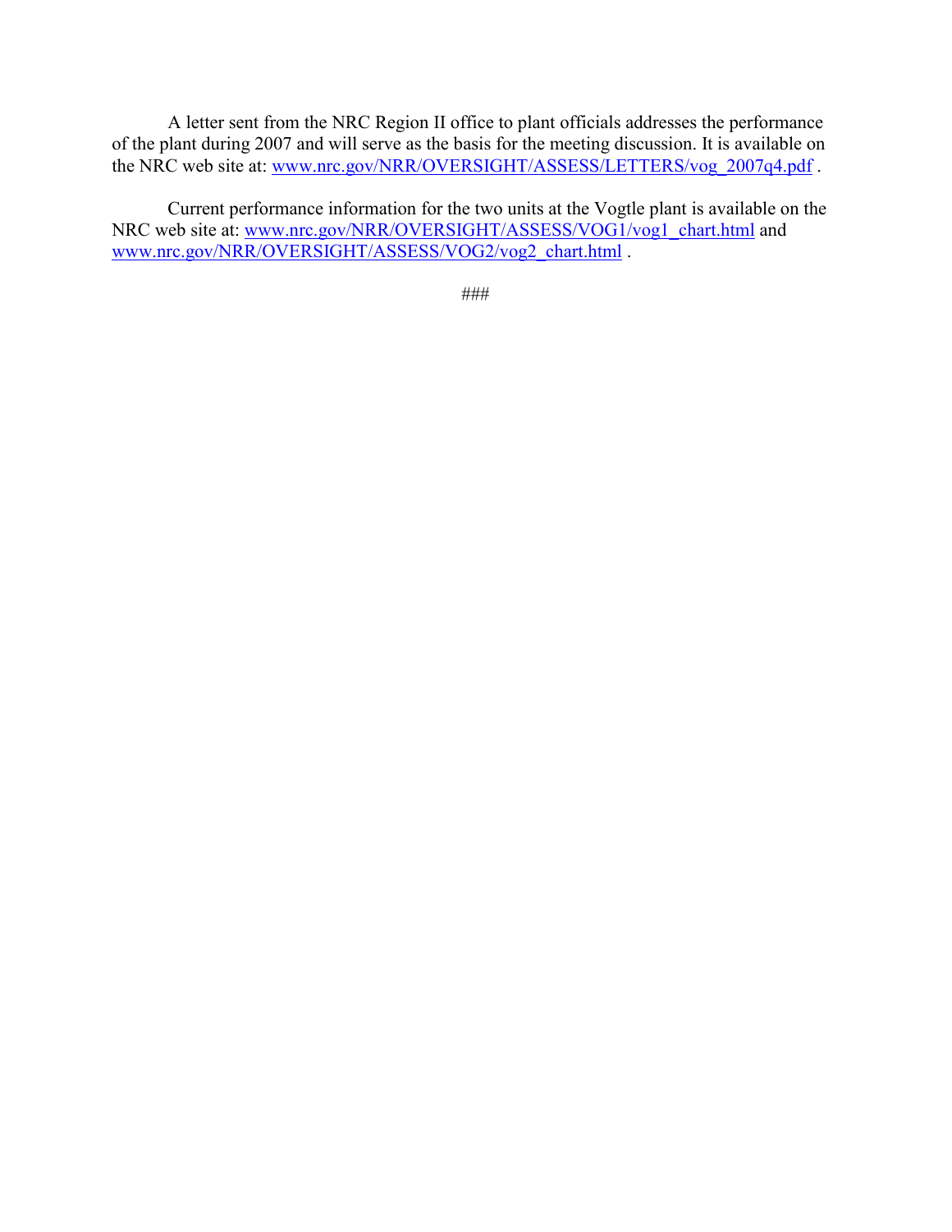A letter sent from the NRC Region II office to plant officials addresses the performance of the plant during 2007 and will serve as the basis for the meeting discussion. It is available on the NRC web site at: www.nrc.gov/NRR/OVERSIGHT/ASSESS/LETTERS/vog_2007q4.pdf .

Current performance information for the two units at the Vogtle plant is available on the NRC web site at: www.nrc.gov/NRR/OVERSIGHT/ASSESS/VOG1/vog1_chart.html and www.nrc.gov/NRR/OVERSIGHT/ASSESS/VOG2/vog2_chart.html .

###